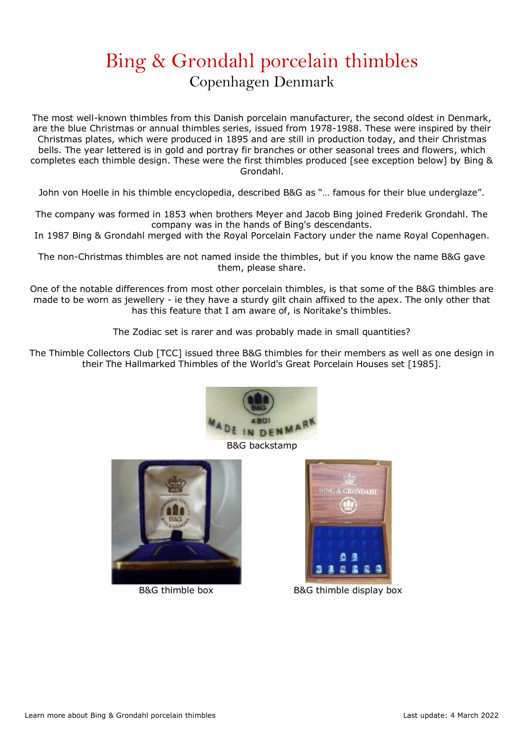# Bing & Grondahl porcelain thimbles

## Copenhagen Denmark

The most well-known thimbles from this Danish porcelain manufacturer, the second oldest in Denmark, are the blue Christmas or annual thimbles series, issued from 1978-1988. These were inspired by their Christmas plates, which were produced in 1895 and are still in production today, and their Christmas bells. The year lettered is in gold and portray fir branches or other seasonal trees and flowers, which completes each thimble design. These were the first thimbles produced [see exception below] by Bing & Grondahl.

John von Hoelle in his thimble encyclopedia, described B&G as "… famous for their blue underglaze".

The company was formed in 1853 when brothers Meyer and Jacob Bing joined Frederik Grondahl. The company was in the hands of Bing's descendants.
In 1987 Bing & Grondahl merged with the Royal Porcelain Factory under the name Royal Copenhagen.

The non-Christmas thimbles are not named inside the thimbles, but if you know the name B&G gave them, please share.

One of the notable differences from most other porcelain thimbles, is that some of the B&G thimbles are made to be worn as jewellery - ie they have a sturdy gilt chain affixed to the apex. The only other that has this feature that I am aware of, is Noritake's thimbles.

The Zodiac set is rarer and was probably made in small quantities?

The Thimble Collectors Club [TCC] issued three B&G thimbles for their members as well as one design in their The Hallmarked Thimbles of the World's Great Porcelain Houses set [1985].

B&G backstamp

B&G thimble box

B&G thimble display box

Learn more about Bing & Grondahl porcelain thimbles

Last update: 4 March 2022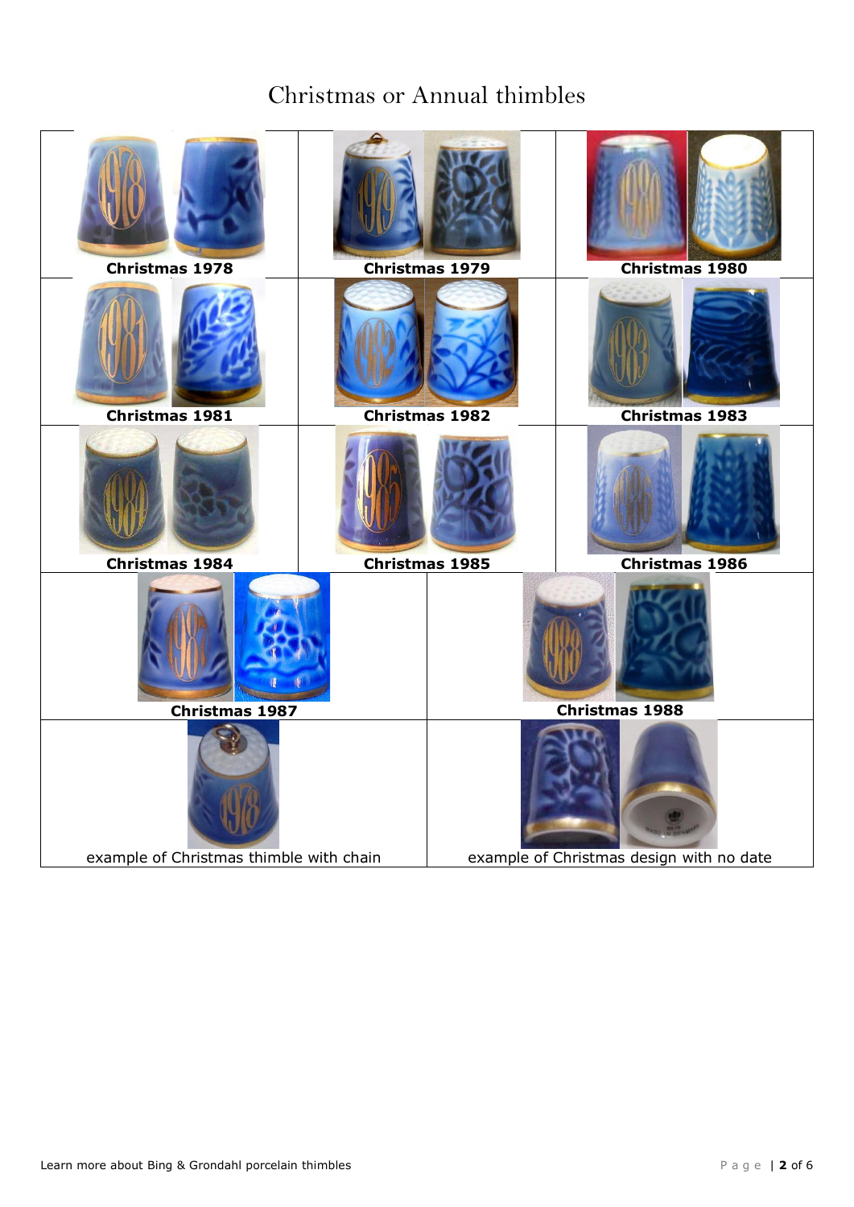# Christmas or Annual thimbles

| | | |
|---|---|---|
| **Christmas 1978** | **Christmas 1979** | **Christmas 1980** |
| **Christmas 1981** | **Christmas 1982** | **Christmas 1983** |
| **Christmas 1984** | **Christmas 1985** | **Christmas 1986** |
| **Christmas 1987** | **Christmas 1988** | |
| example of Christmas thimble with chain | example of Christmas design with no date | |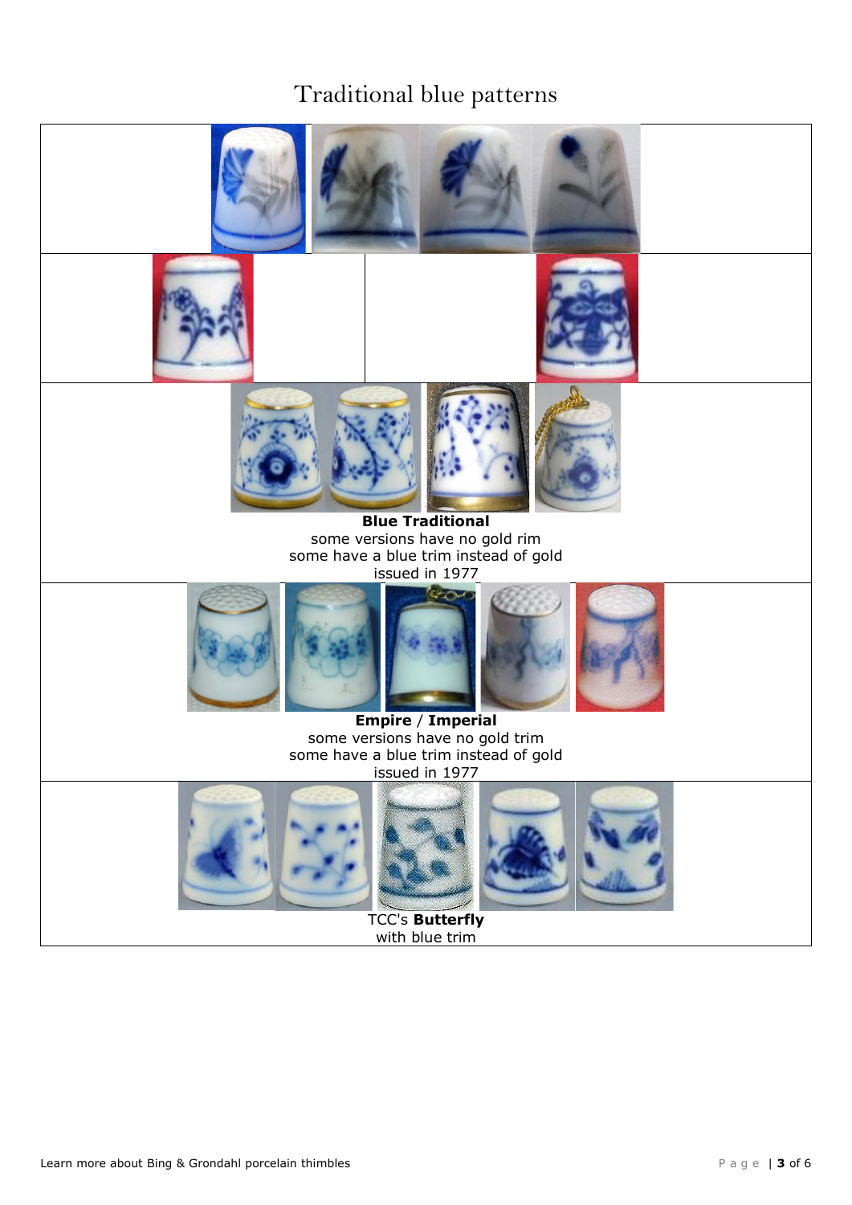# Traditional blue patterns

**Blue Traditional**
some versions have no gold rim
some have a blue trim instead of gold
issued in 1977

**Empire** / **Imperial**
some versions have no gold trim
some have a blue trim instead of gold
issued in 1977

TCC's **Butterfly**
with blue trim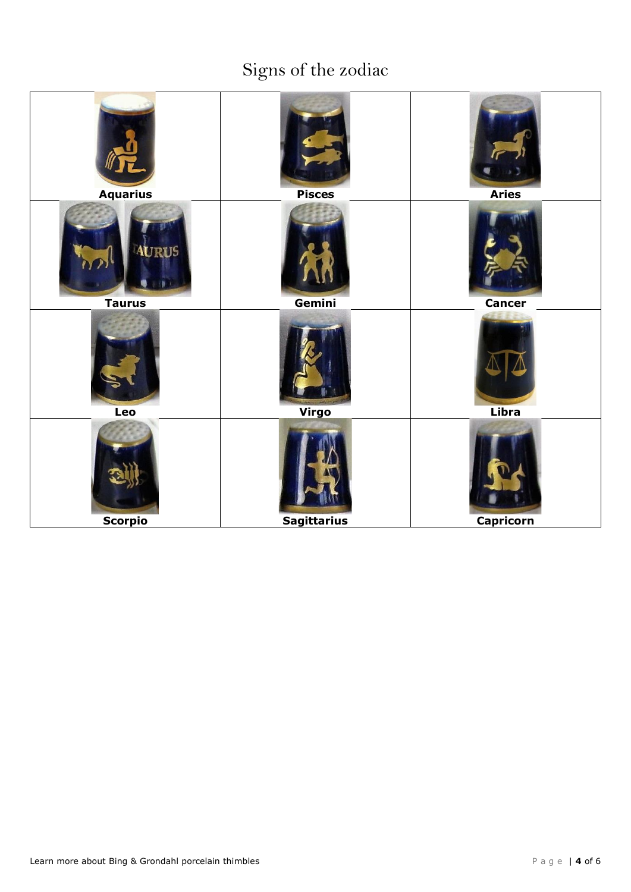# Signs of the zodiac

| | | |
|---|---|---|
| Aquarius | Pisces | Aries |
| Taurus | Gemini | Cancer |
| Leo | Virgo | Libra |
| Scorpio | Sagittarius | Capricorn |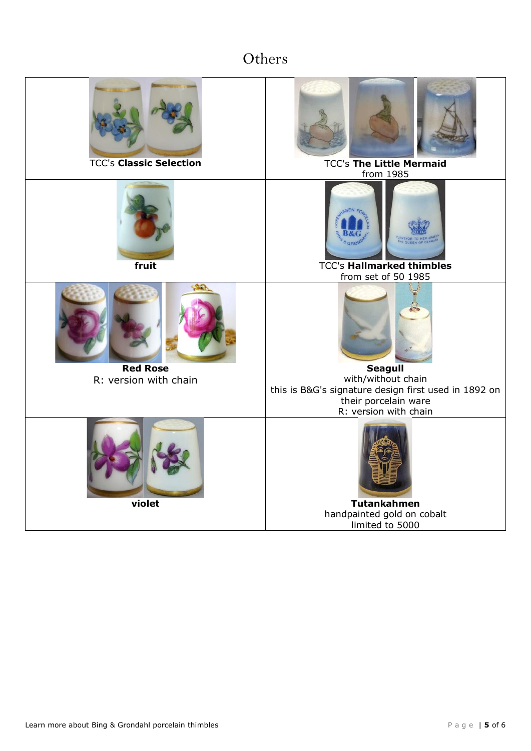# Others

| | |
|---|---|
| TCC's **Classic Selection** | TCC's **The Little Mermaid**<br>from 1985 |
| **fruit** | TCC's **Hallmarked thimbles**<br>from set of 50 1985 |
| **Red Rose**<br>R: version with chain | **Seagull**<br>with/without chain<br>this is B&G's signature design first used in 1892 on their porcelain ware<br>R: version with chain |
| **violet** | **Tutankahmen**<br>handpainted gold on cobalt<br>limited to 5000 |

Learn more about Bing & Grondahl porcelain thimbles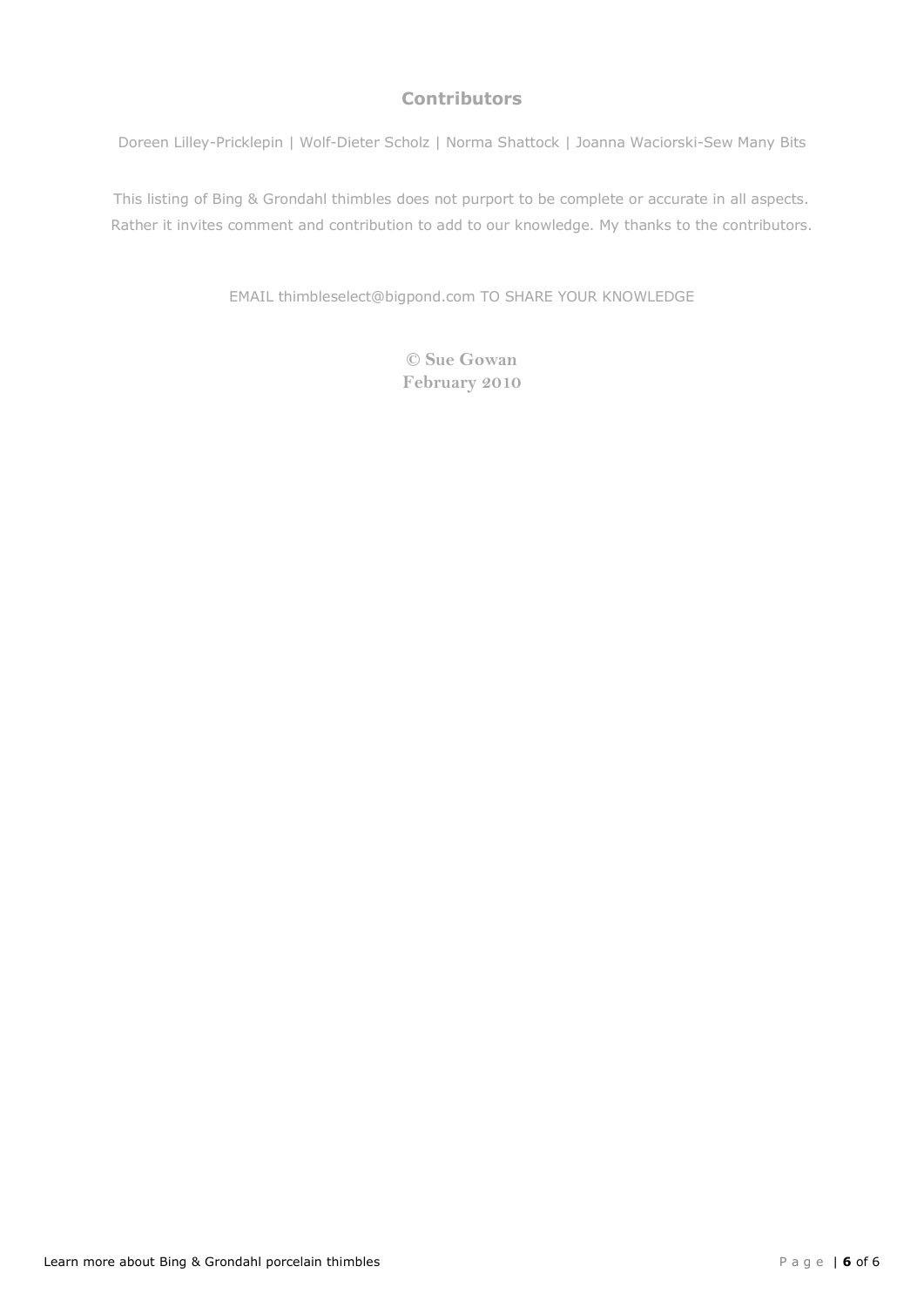## Contributors

Doreen Lilley-Pricklepin | Wolf-Dieter Scholz | Norma Shattock | Joanna Waciorski-Sew Many Bits

This listing of Bing & Grondahl thimbles does not purport to be complete or accurate in all aspects. Rather it invites comment and contribution to add to our knowledge. My thanks to the contributors.

EMAIL thimbleselect@bigpond.com TO SHARE YOUR KNOWLEDGE

**© Sue Gowan**
**February 2010**